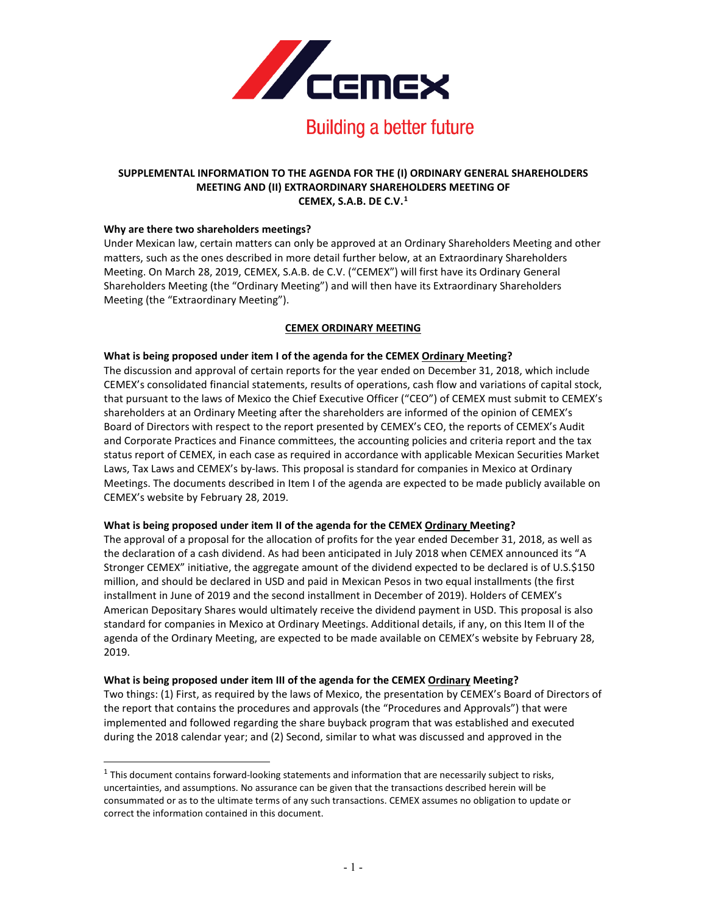Building a better future

**SUPPLEMENTAL INFORMATION TO THE AGENDA FOR THE (I) ORDINARY GENERAL SHAREHOLDERS MEETING AND (II) EXTRAORDINARY SHAREHOLDERS MEETING OF CEMEX, S.A.B. DE C.V.[1]**

**Why are there two shareholders meetings?**

Under Mexican law, certain matters can only be approved at an Ordinary Shareholders Meeting and other matters, such as the ones described in more detail further below, at an Extraordinary Shareholders Meeting. On March 28, 2019, CEMEX, S.A.B. de C.V. ("CEMEX") will first have its Ordinary General Shareholders Meeting (the "Ordinary Meeting") and will then have its Extraordinary Shareholders Meeting (the "Extraordinary Meeting").

## CEMEX ORDINARY MEETING

**What is being proposed under item I of the agenda for the CEMEX Ordinary Meeting?**

The discussion and approval of certain reports for the year ended on December 31, 2018, which include CEMEX's consolidated financial statements, results of operations, cash flow and variations of capital stock, that pursuant to the laws of Mexico the Chief Executive Officer ("CEO") of CEMEX must submit to CEMEX's shareholders at an Ordinary Meeting after the shareholders are informed of the opinion of CEMEX's Board of Directors with respect to the report presented by CEMEX's CEO, the reports of CEMEX's Audit and Corporate Practices and Finance committees, the accounting policies and criteria report and the tax status report of CEMEX, in each case as required in accordance with applicable Mexican Securities Market Laws, Tax Laws and CEMEX's by-laws. This proposal is standard for companies in Mexico at Ordinary Meetings. The documents described in Item I of the agenda are expected to be made publicly available on CEMEX's website by February 28, 2019.

**What is being proposed under item II of the agenda for the CEMEX Ordinary Meeting?**

The approval of a proposal for the allocation of profits for the year ended December 31, 2018, as well as the declaration of a cash dividend. As had been anticipated in July 2018 when CEMEX announced its "A Stronger CEMEX" initiative, the aggregate amount of the dividend expected to be declared is of U.S.$150 million, and should be declared in USD and paid in Mexican Pesos in two equal installments (the first installment in June of 2019 and the second installment in December of 2019). Holders of CEMEX's American Depositary Shares would ultimately receive the dividend payment in USD. This proposal is also standard for companies in Mexico at Ordinary Meetings. Additional details, if any, on this Item II of the agenda of the Ordinary Meeting, are expected to be made available on CEMEX's website by February 28, 2019.

**What is being proposed under item III of the agenda for the CEMEX Ordinary Meeting?**

Two things: (1) First, as required by the laws of Mexico, the presentation by CEMEX's Board of Directors of the report that contains the procedures and approvals (the "Procedures and Approvals") that were implemented and followed regarding the share buyback program that was established and executed during the 2018 calendar year; and (2) Second, similar to what was discussed and approved in the

[1] This document contains forward-looking statements and information that are necessarily subject to risks, uncertainties, and assumptions. No assurance can be given that the transactions described herein will be consummated or as to the ultimate terms of any such transactions. CEMEX assumes no obligation to update or correct the information contained in this document.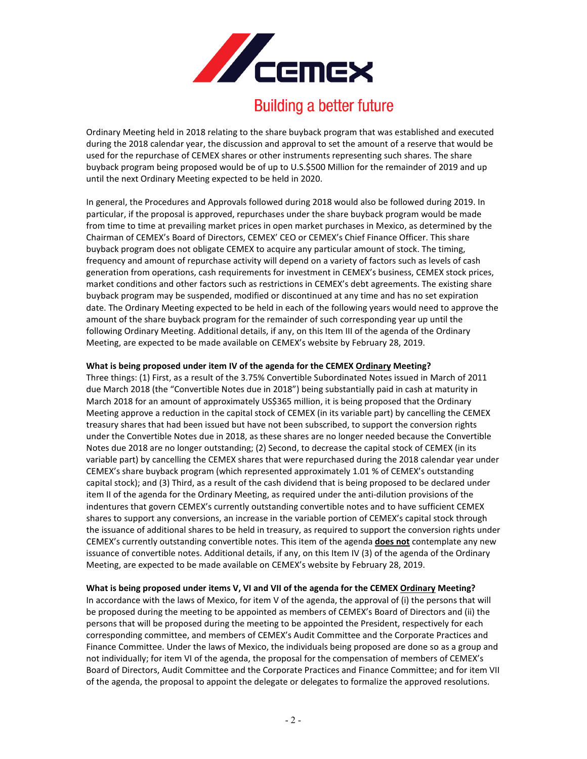Ordinary Meeting held in 2018 relating to the share buyback program that was established and executed during the 2018 calendar year, the discussion and approval to set the amount of a reserve that would be used for the repurchase of CEMEX shares or other instruments representing such shares. The share buyback program being proposed would be of up to U.S.$500 Million for the remainder of 2019 and up until the next Ordinary Meeting expected to be held in 2020.

In general, the Procedures and Approvals followed during 2018 would also be followed during 2019. In particular, if the proposal is approved, repurchases under the share buyback program would be made from time to time at prevailing market prices in open market purchases in Mexico, as determined by the Chairman of CEMEX's Board of Directors, CEMEX' CEO or CEMEX's Chief Finance Officer. This share buyback program does not obligate CEMEX to acquire any particular amount of stock. The timing, frequency and amount of repurchase activity will depend on a variety of factors such as levels of cash generation from operations, cash requirements for investment in CEMEX's business, CEMEX stock prices, market conditions and other factors such as restrictions in CEMEX's debt agreements. The existing share buyback program may be suspended, modified or discontinued at any time and has no set expiration date. The Ordinary Meeting expected to be held in each of the following years would need to approve the amount of the share buyback program for the remainder of such corresponding year up until the following Ordinary Meeting. Additional details, if any, on this Item III of the agenda of the Ordinary Meeting, are expected to be made available on CEMEX's website by February 28, 2019.

**What is being proposed under item IV of the agenda for the CEMEX Ordinary Meeting?**

Three things: (1) First, as a result of the 3.75% Convertible Subordinated Notes issued in March of 2011 due March 2018 (the "Convertible Notes due in 2018") being substantially paid in cash at maturity in March 2018 for an amount of approximately US$365 million, it is being proposed that the Ordinary Meeting approve a reduction in the capital stock of CEMEX (in its variable part) by cancelling the CEMEX treasury shares that had been issued but have not been subscribed, to support the conversion rights under the Convertible Notes due in 2018, as these shares are no longer needed because the Convertible Notes due 2018 are no longer outstanding; (2) Second, to decrease the capital stock of CEMEX (in its variable part) by cancelling the CEMEX shares that were repurchased during the 2018 calendar year under CEMEX's share buyback program (which represented approximately 1.01 % of CEMEX's outstanding capital stock); and (3) Third, as a result of the cash dividend that is being proposed to be declared under item II of the agenda for the Ordinary Meeting, as required under the anti-dilution provisions of the indentures that govern CEMEX's currently outstanding convertible notes and to have sufficient CEMEX shares to support any conversions, an increase in the variable portion of CEMEX's capital stock through the issuance of additional shares to be held in treasury, as required to support the conversion rights under CEMEX's currently outstanding convertible notes. This item of the agenda **does not** contemplate any new issuance of convertible notes. Additional details, if any, on this Item IV (3) of the agenda of the Ordinary Meeting, are expected to be made available on CEMEX's website by February 28, 2019.

**What is being proposed under items V, VI and VII of the agenda for the CEMEX Ordinary Meeting?**

In accordance with the laws of Mexico, for item V of the agenda, the approval of (i) the persons that will be proposed during the meeting to be appointed as members of CEMEX's Board of Directors and (ii) the persons that will be proposed during the meeting to be appointed the President, respectively for each corresponding committee, and members of CEMEX's Audit Committee and the Corporate Practices and Finance Committee. Under the laws of Mexico, the individuals being proposed are done so as a group and not individually; for item VI of the agenda, the proposal for the compensation of members of CEMEX's Board of Directors, Audit Committee and the Corporate Practices and Finance Committee; and for item VII of the agenda, the proposal to appoint the delegate or delegates to formalize the approved resolutions.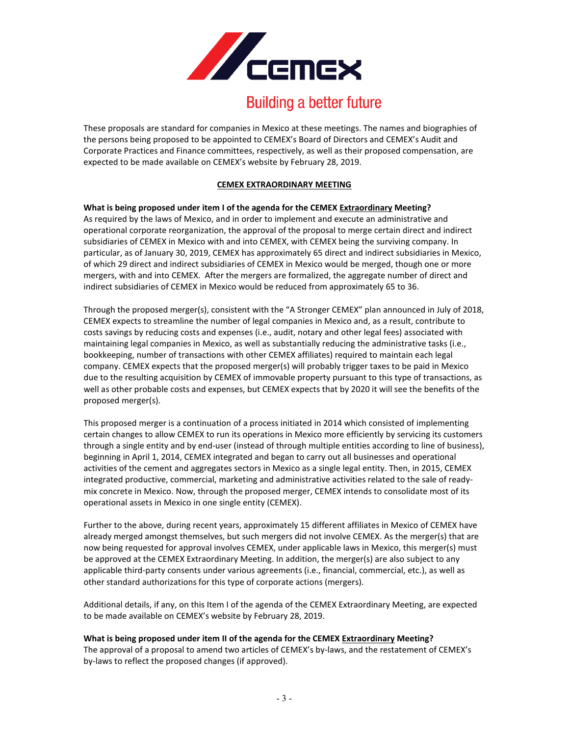These proposals are standard for companies in Mexico at these meetings. The names and biographies of the persons being proposed to be appointed to CEMEX's Board of Directors and CEMEX's Audit and Corporate Practices and Finance committees, respectively, as well as their proposed compensation, are expected to be made available on CEMEX's website by February 28, 2019.

## CEMEX EXTRAORDINARY MEETING

**What is being proposed under item I of the agenda for the CEMEX Extraordinary Meeting?**

As required by the laws of Mexico, and in order to implement and execute an administrative and operational corporate reorganization, the approval of the proposal to merge certain direct and indirect subsidiaries of CEMEX in Mexico with and into CEMEX, with CEMEX being the surviving company. In particular, as of January 30, 2019, CEMEX has approximately 65 direct and indirect subsidiaries in Mexico, of which 29 direct and indirect subsidiaries of CEMEX in Mexico would be merged, though one or more mergers, with and into CEMEX. After the mergers are formalized, the aggregate number of direct and indirect subsidiaries of CEMEX in Mexico would be reduced from approximately 65 to 36.

Through the proposed merger(s), consistent with the "A Stronger CEMEX" plan announced in July of 2018, CEMEX expects to streamline the number of legal companies in Mexico and, as a result, contribute to costs savings by reducing costs and expenses (i.e., audit, notary and other legal fees) associated with maintaining legal companies in Mexico, as well as substantially reducing the administrative tasks (i.e., bookkeeping, number of transactions with other CEMEX affiliates) required to maintain each legal company. CEMEX expects that the proposed merger(s) will probably trigger taxes to be paid in Mexico due to the resulting acquisition by CEMEX of immovable property pursuant to this type of transactions, as well as other probable costs and expenses, but CEMEX expects that by 2020 it will see the benefits of the proposed merger(s).

This proposed merger is a continuation of a process initiated in 2014 which consisted of implementing certain changes to allow CEMEX to run its operations in Mexico more efficiently by servicing its customers through a single entity and by end-user (instead of through multiple entities according to line of business), beginning in April 1, 2014, CEMEX integrated and began to carry out all businesses and operational activities of the cement and aggregates sectors in Mexico as a single legal entity. Then, in 2015, CEMEX integrated productive, commercial, marketing and administrative activities related to the sale of ready-mix concrete in Mexico. Now, through the proposed merger, CEMEX intends to consolidate most of its operational assets in Mexico in one single entity (CEMEX).

Further to the above, during recent years, approximately 15 different affiliates in Mexico of CEMEX have already merged amongst themselves, but such mergers did not involve CEMEX. As the merger(s) that are now being requested for approval involves CEMEX, under applicable laws in Mexico, this merger(s) must be approved at the CEMEX Extraordinary Meeting. In addition, the merger(s) are also subject to any applicable third-party consents under various agreements (i.e., financial, commercial, etc.), as well as other standard authorizations for this type of corporate actions (mergers).

Additional details, if any, on this Item I of the agenda of the CEMEX Extraordinary Meeting, are expected to be made available on CEMEX's website by February 28, 2019.

**What is being proposed under item II of the agenda for the CEMEX Extraordinary Meeting?**

The approval of a proposal to amend two articles of CEMEX's by-laws, and the restatement of CEMEX's by-laws to reflect the proposed changes (if approved).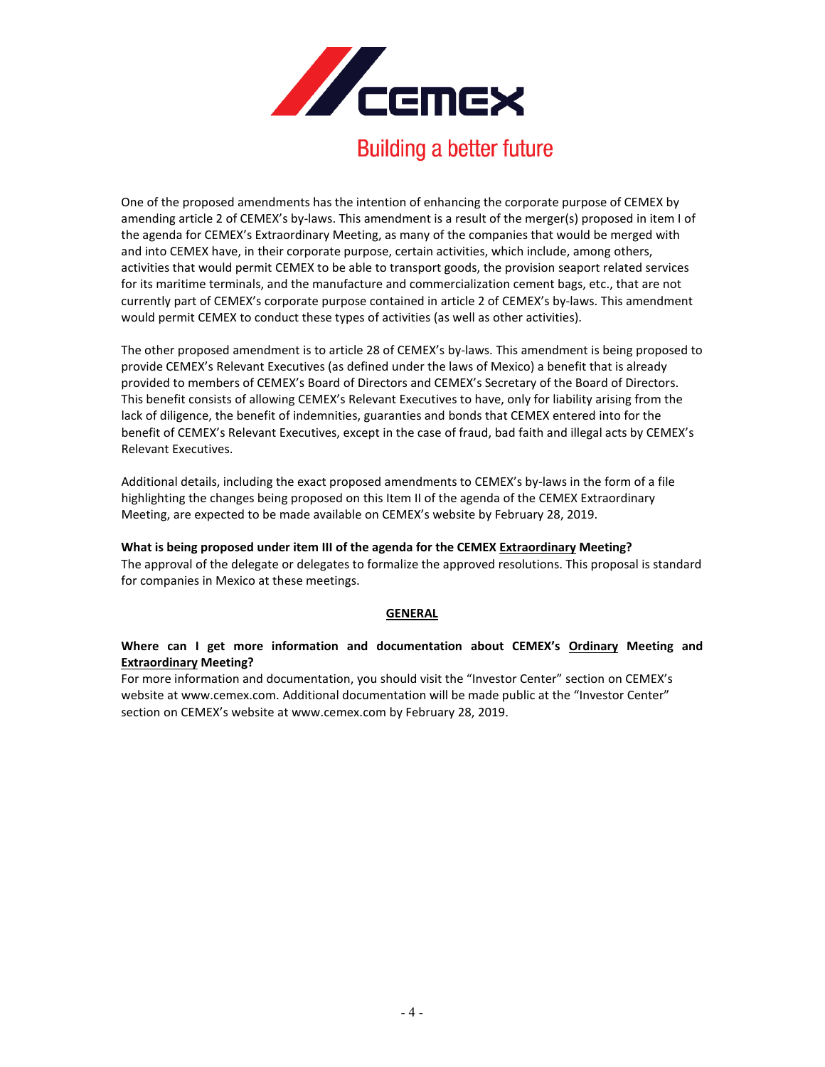One of the proposed amendments has the intention of enhancing the corporate purpose of CEMEX by amending article 2 of CEMEX's by-laws. This amendment is a result of the merger(s) proposed in item I of the agenda for CEMEX's Extraordinary Meeting, as many of the companies that would be merged with and into CEMEX have, in their corporate purpose, certain activities, which include, among others, activities that would permit CEMEX to be able to transport goods, the provision seaport related services for its maritime terminals, and the manufacture and commercialization cement bags, etc., that are not currently part of CEMEX's corporate purpose contained in article 2 of CEMEX's by-laws. This amendment would permit CEMEX to conduct these types of activities (as well as other activities).

The other proposed amendment is to article 28 of CEMEX's by-laws. This amendment is being proposed to provide CEMEX's Relevant Executives (as defined under the laws of Mexico) a benefit that is already provided to members of CEMEX's Board of Directors and CEMEX's Secretary of the Board of Directors. This benefit consists of allowing CEMEX's Relevant Executives to have, only for liability arising from the lack of diligence, the benefit of indemnities, guaranties and bonds that CEMEX entered into for the benefit of CEMEX's Relevant Executives, except in the case of fraud, bad faith and illegal acts by CEMEX's Relevant Executives.

Additional details, including the exact proposed amendments to CEMEX's by-laws in the form of a file highlighting the changes being proposed on this Item II of the agenda of the CEMEX Extraordinary Meeting, are expected to be made available on CEMEX's website by February 28, 2019.

**What is being proposed under item III of the agenda for the CEMEX Extraordinary Meeting?**

The approval of the delegate or delegates to formalize the approved resolutions. This proposal is standard for companies in Mexico at these meetings.

## GENERAL

**Where can I get more information and documentation about CEMEX's Ordinary Meeting and Extraordinary Meeting?**

For more information and documentation, you should visit the "Investor Center" section on CEMEX's website at www.cemex.com. Additional documentation will be made public at the "Investor Center" section on CEMEX's website at www.cemex.com by February 28, 2019.